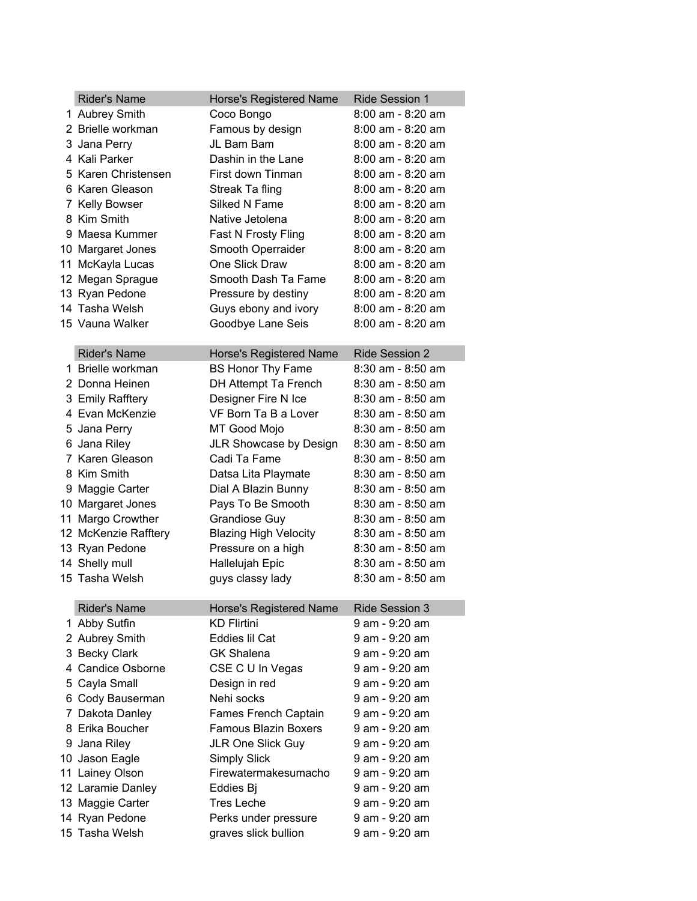| | Rider's Name | Horse's Registered Name | Ride Session 1 |
|---|---|---|---|
| 1 | Aubrey Smith | Coco Bongo | 8:00 am - 8:20 am |
| 2 | Brielle workman | Famous by design | 8:00 am - 8:20 am |
| 3 | Jana Perry | JL Bam Bam | 8:00 am - 8:20 am |
| 4 | Kali Parker | Dashin in the Lane | 8:00 am - 8:20 am |
| 5 | Karen Christensen | First down Tinman | 8:00 am - 8:20 am |
| 6 | Karen Gleason | Streak Ta fling | 8:00 am - 8:20 am |
| 7 | Kelly Bowser | Silked N Fame | 8:00 am - 8:20 am |
| 8 | Kim Smith | Native Jetolena | 8:00 am - 8:20 am |
| 9 | Maesa Kummer | Fast N Frosty Fling | 8:00 am - 8:20 am |
| 10 | Margaret Jones | Smooth Operraider | 8:00 am - 8:20 am |
| 11 | McKayla Lucas | One Slick Draw | 8:00 am - 8:20 am |
| 12 | Megan Sprague | Smooth Dash Ta Fame | 8:00 am - 8:20 am |
| 13 | Ryan Pedone | Pressure by destiny | 8:00 am - 8:20 am |
| 14 | Tasha Welsh | Guys ebony and ivory | 8:00 am - 8:20 am |
| 15 | Vauna Walker | Goodbye Lane Seis | 8:00 am - 8:20 am |

| | Rider's Name | Horse's Registered Name | Ride Session 2 |
|---|---|---|---|
| 1 | Brielle workman | BS Honor Thy Fame | 8:30 am - 8:50 am |
| 2 | Donna Heinen | DH Attempt Ta French | 8:30 am - 8:50 am |
| 3 | Emily Rafftery | Designer Fire N Ice | 8:30 am - 8:50 am |
| 4 | Evan McKenzie | VF Born Ta B a Lover | 8:30 am - 8:50 am |
| 5 | Jana Perry | MT Good Mojo | 8:30 am - 8:50 am |
| 6 | Jana Riley | JLR Showcase by Design | 8:30 am - 8:50 am |
| 7 | Karen Gleason | Cadi Ta Fame | 8:30 am - 8:50 am |
| 8 | Kim Smith | Datsa Lita Playmate | 8:30 am - 8:50 am |
| 9 | Maggie Carter | Dial A Blazin Bunny | 8:30 am - 8:50 am |
| 10 | Margaret Jones | Pays To Be Smooth | 8:30 am - 8:50 am |
| 11 | Margo Crowther | Grandiose Guy | 8:30 am - 8:50 am |
| 12 | McKenzie Rafftery | Blazing High Velocity | 8:30 am - 8:50 am |
| 13 | Ryan Pedone | Pressure on a high | 8:30 am - 8:50 am |
| 14 | Shelly mull | Hallelujah Epic | 8:30 am - 8:50 am |
| 15 | Tasha Welsh | guys classy lady | 8:30 am - 8:50 am |

| | Rider's Name | Horse's Registered Name | Ride Session 3 |
|---|---|---|---|
| 1 | Abby Sutfin | KD Flirtini | 9 am - 9:20 am |
| 2 | Aubrey Smith | Eddies lil Cat | 9 am - 9:20 am |
| 3 | Becky Clark | GK Shalena | 9 am - 9:20 am |
| 4 | Candice Osborne | CSE C U In Vegas | 9 am - 9:20 am |
| 5 | Cayla Small | Design in red | 9 am - 9:20 am |
| 6 | Cody Bauserman | Nehi socks | 9 am - 9:20 am |
| 7 | Dakota Danley | Fames French Captain | 9 am - 9:20 am |
| 8 | Erika Boucher | Famous Blazin Boxers | 9 am - 9:20 am |
| 9 | Jana Riley | JLR One Slick Guy | 9 am - 9:20 am |
| 10 | Jason Eagle | Simply Slick | 9 am - 9:20 am |
| 11 | Lainey Olson | Firewatermakesumacho | 9 am - 9:20 am |
| 12 | Laramie Danley | Eddies Bj | 9 am - 9:20 am |
| 13 | Maggie Carter | Tres Leche | 9 am - 9:20 am |
| 14 | Ryan Pedone | Perks under pressure | 9 am - 9:20 am |
| 15 | Tasha Welsh | graves slick bullion | 9 am - 9:20 am |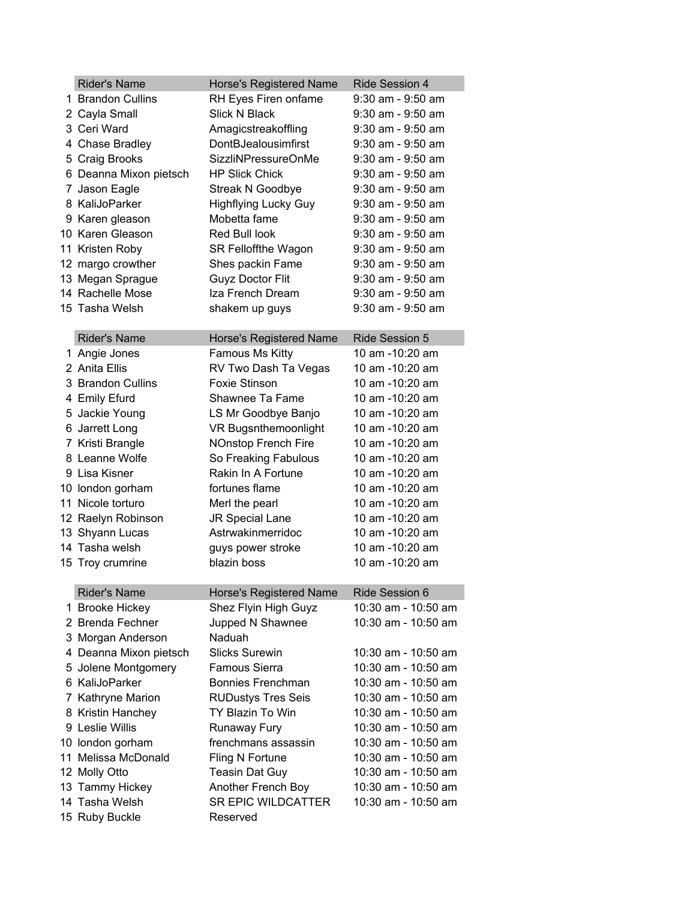| | Rider's Name | Horse's Registered Name | Ride Session 4 |
|---|---|---|---|
| 1 | Brandon Cullins | RH Eyes Firen onfame | 9:30 am - 9:50 am |
| 2 | Cayla Small | Slick N Black | 9:30 am - 9:50 am |
| 3 | Ceri Ward | Amagicstreakoffling | 9:30 am - 9:50 am |
| 4 | Chase Bradley | DontBJealousimfirst | 9:30 am - 9:50 am |
| 5 | Craig Brooks | SizzliNPressureOnMe | 9:30 am - 9:50 am |
| 6 | Deanna Mixon pietsch | HP Slick Chick | 9:30 am - 9:50 am |
| 7 | Jason Eagle | Streak N Goodbye | 9:30 am - 9:50 am |
| 8 | KaliJoParker | Highflying Lucky Guy | 9:30 am - 9:50 am |
| 9 | Karen gleason | Mobetta fame | 9:30 am - 9:50 am |
| 10 | Karen Gleason | Red Bull look | 9:30 am - 9:50 am |
| 11 | Kristen Roby | SR Felloffthe Wagon | 9:30 am - 9:50 am |
| 12 | margo crowther | Shes packin Fame | 9:30 am - 9:50 am |
| 13 | Megan Sprague | Guyz Doctor Flit | 9:30 am - 9:50 am |
| 14 | Rachelle Mose | Iza French Dream | 9:30 am - 9:50 am |
| 15 | Tasha Welsh | shakem up guys | 9:30 am - 9:50 am |

| | Rider's Name | Horse's Registered Name | Ride Session 5 |
|---|---|---|---|
| 1 | Angie Jones | Famous Ms Kitty | 10 am -10:20 am |
| 2 | Anita Ellis | RV Two Dash Ta Vegas | 10 am -10:20 am |
| 3 | Brandon Cullins | Foxie Stinson | 10 am -10:20 am |
| 4 | Emily Efurd | Shawnee Ta Fame | 10 am -10:20 am |
| 5 | Jackie Young | LS Mr Goodbye Banjo | 10 am -10:20 am |
| 6 | Jarrett Long | VR Bugsnthemoonlight | 10 am -10:20 am |
| 7 | Kristi Brangle | NOnstop French Fire | 10 am -10:20 am |
| 8 | Leanne Wolfe | So Freaking Fabulous | 10 am -10:20 am |
| 9 | Lisa Kisner | Rakin In A Fortune | 10 am -10:20 am |
| 10 | london gorham | fortunes flame | 10 am -10:20 am |
| 11 | Nicole torturo | Merl the pearl | 10 am -10:20 am |
| 12 | Raelyn Robinson | JR Special Lane | 10 am -10:20 am |
| 13 | Shyann Lucas | Astrwakinmerridoc | 10 am -10:20 am |
| 14 | Tasha welsh | guys power stroke | 10 am -10:20 am |
| 15 | Troy crumrine | blazin boss | 10 am -10:20 am |

| | Rider's Name | Horse's Registered Name | Ride Session 6 |
|---|---|---|---|
| 1 | Brooke Hickey | Shez Flyin High Guyz | 10:30 am - 10:50 am |
| 2 | Brenda Fechner | Jupped N Shawnee | 10:30 am - 10:50 am |
| 3 | Morgan Anderson | Naduah | |
| 4 | Deanna Mixon pietsch | Slicks Surewin | 10:30 am - 10:50 am |
| 5 | Jolene Montgomery | Famous Sierra | 10:30 am - 10:50 am |
| 6 | KaliJoParker | Bonnies Frenchman | 10:30 am - 10:50 am |
| 7 | Kathryne Marion | RUDustys Tres Seis | 10:30 am - 10:50 am |
| 8 | Kristin Hanchey | TY Blazin To Win | 10:30 am - 10:50 am |
| 9 | Leslie Willis | Runaway Fury | 10:30 am - 10:50 am |
| 10 | london gorham | frenchmans assassin | 10:30 am - 10:50 am |
| 11 | Melissa McDonald | Fling N Fortune | 10:30 am - 10:50 am |
| 12 | Molly Otto | Teasin Dat Guy | 10:30 am - 10:50 am |
| 13 | Tammy Hickey | Another French Boy | 10:30 am - 10:50 am |
| 14 | Tasha Welsh | SR EPIC WILDCATTER | 10:30 am - 10:50 am |
| 15 | Ruby Buckle | Reserved | |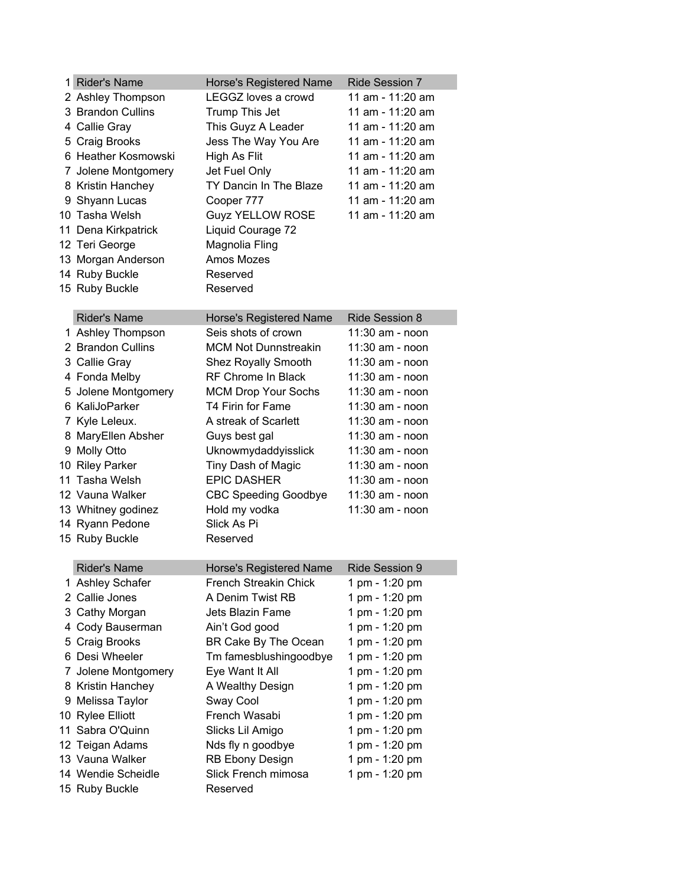| | Rider's Name | Horse's Registered Name | Ride Session 7 |
|---|---|---|---|
| 1 | | | |
| 2 | Ashley Thompson | LEGGZ loves a crowd | 11 am - 11:20 am |
| 3 | Brandon Cullins | Trump This Jet | 11 am - 11:20 am |
| 4 | Callie Gray | This Guyz A Leader | 11 am - 11:20 am |
| 5 | Craig Brooks | Jess The Way You Are | 11 am - 11:20 am |
| 6 | Heather Kosmowski | High As Flit | 11 am - 11:20 am |
| 7 | Jolene Montgomery | Jet Fuel Only | 11 am - 11:20 am |
| 8 | Kristin Hanchey | TY Dancin In The Blaze | 11 am - 11:20 am |
| 9 | Shyann Lucas | Cooper 777 | 11 am - 11:20 am |
| 10 | Tasha Welsh | Guyz YELLOW ROSE | 11 am - 11:20 am |
| 11 | Dena Kirkpatrick | Liquid Courage 72 | |
| 12 | Teri George | Magnolia Fling | |
| 13 | Morgan Anderson | Amos Mozes | |
| 14 | Ruby Buckle | Reserved | |
| 15 | Ruby Buckle | Reserved | |

| | Rider's Name | Horse's Registered Name | Ride Session 8 |
|---|---|---|---|
| 1 | Ashley Thompson | Seis shots of crown | 11:30 am - noon |
| 2 | Brandon Cullins | MCM Not Dunnstreakin | 11:30 am - noon |
| 3 | Callie Gray | Shez Royally Smooth | 11:30 am - noon |
| 4 | Fonda Melby | RF Chrome In Black | 11:30 am - noon |
| 5 | Jolene Montgomery | MCM Drop Your Sochs | 11:30 am - noon |
| 6 | KaliJoParker | T4 Firin for Fame | 11:30 am - noon |
| 7 | Kyle Leleux. | A streak of Scarlett | 11:30 am - noon |
| 8 | MaryEllen Absher | Guys best gal | 11:30 am - noon |
| 9 | Molly Otto | Uknowmydaddyisslick | 11:30 am - noon |
| 10 | Riley Parker | Tiny Dash of Magic | 11:30 am - noon |
| 11 | Tasha Welsh | EPIC DASHER | 11:30 am - noon |
| 12 | Vauna Walker | CBC Speeding Goodbye | 11:30 am - noon |
| 13 | Whitney godinez | Hold my vodka | 11:30 am - noon |
| 14 | Ryann Pedone | Slick As Pi | |
| 15 | Ruby Buckle | Reserved | |

| | Rider's Name | Horse's Registered Name | Ride Session 9 |
|---|---|---|---|
| 1 | Ashley Schafer | French Streakin Chick | 1 pm - 1:20 pm |
| 2 | Callie Jones | A Denim Twist RB | 1 pm - 1:20 pm |
| 3 | Cathy Morgan | Jets Blazin Fame | 1 pm - 1:20 pm |
| 4 | Cody Bauserman | Ain't God good | 1 pm - 1:20 pm |
| 5 | Craig Brooks | BR Cake By The Ocean | 1 pm - 1:20 pm |
| 6 | Desi Wheeler | Tm famesblushingoodbye | 1 pm - 1:20 pm |
| 7 | Jolene Montgomery | Eye Want It All | 1 pm - 1:20 pm |
| 8 | Kristin Hanchey | A Wealthy Design | 1 pm - 1:20 pm |
| 9 | Melissa Taylor | Sway Cool | 1 pm - 1:20 pm |
| 10 | Rylee Elliott | French Wasabi | 1 pm - 1:20 pm |
| 11 | Sabra O'Quinn | Slicks Lil Amigo | 1 pm - 1:20 pm |
| 12 | Teigan Adams | Nds fly n goodbye | 1 pm - 1:20 pm |
| 13 | Vauna Walker | RB Ebony Design | 1 pm - 1:20 pm |
| 14 | Wendie Scheidle | Slick French mimosa | 1 pm - 1:20 pm |
| 15 | Ruby Buckle | Reserved | |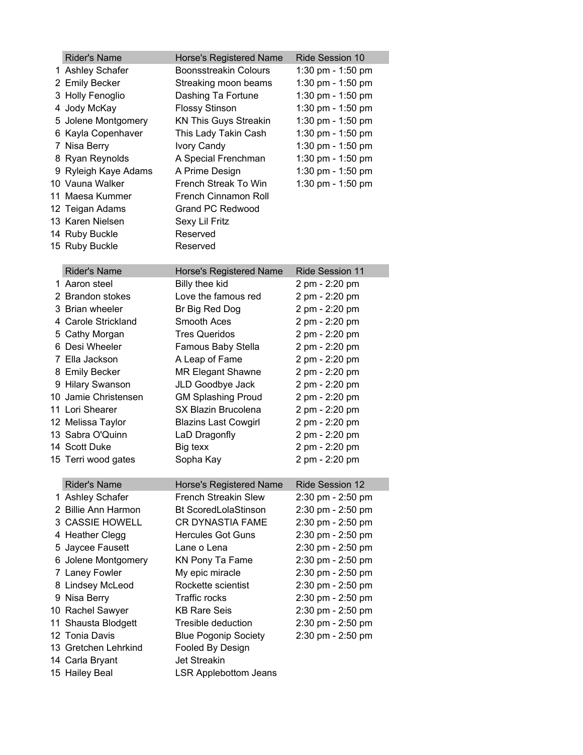| | Rider's Name | Horse's Registered Name | Ride Session 10 |
|---|---|---|---|
| 1 | Ashley Schafer | Boonsstreakin Colours | 1:30 pm - 1:50 pm |
| 2 | Emily Becker | Streaking moon beams | 1:30 pm - 1:50 pm |
| 3 | Holly Fenoglio | Dashing Ta Fortune | 1:30 pm - 1:50 pm |
| 4 | Jody McKay | Flossy Stinson | 1:30 pm - 1:50 pm |
| 5 | Jolene Montgomery | KN This Guys Streakin | 1:30 pm - 1:50 pm |
| 6 | Kayla Copenhaver | This Lady Takin Cash | 1:30 pm - 1:50 pm |
| 7 | Nisa Berry | Ivory Candy | 1:30 pm - 1:50 pm |
| 8 | Ryan Reynolds | A Special Frenchman | 1:30 pm - 1:50 pm |
| 9 | Ryleigh Kaye Adams | A Prime Design | 1:30 pm - 1:50 pm |
| 10 | Vauna Walker | French Streak To Win | 1:30 pm - 1:50 pm |
| 11 | Maesa Kummer | French Cinnamon Roll | |
| 12 | Teigan Adams | Grand PC Redwood | |
| 13 | Karen Nielsen | Sexy Lil Fritz | |
| 14 | Ruby Buckle | Reserved | |
| 15 | Ruby Buckle | Reserved | |

| | Rider's Name | Horse's Registered Name | Ride Session 11 |
|---|---|---|---|
| 1 | Aaron steel | Billy thee kid | 2 pm - 2:20 pm |
| 2 | Brandon stokes | Love the famous red | 2 pm - 2:20 pm |
| 3 | Brian wheeler | Br Big Red Dog | 2 pm - 2:20 pm |
| 4 | Carole Strickland | Smooth Aces | 2 pm - 2:20 pm |
| 5 | Cathy Morgan | Tres Queridos | 2 pm - 2:20 pm |
| 6 | Desi Wheeler | Famous Baby Stella | 2 pm - 2:20 pm |
| 7 | Ella Jackson | A Leap of Fame | 2 pm - 2:20 pm |
| 8 | Emily Becker | MR Elegant Shawne | 2 pm - 2:20 pm |
| 9 | Hilary Swanson | JLD Goodbye Jack | 2 pm - 2:20 pm |
| 10 | Jamie Christensen | GM Splashing Proud | 2 pm - 2:20 pm |
| 11 | Lori Shearer | SX Blazin Brucolena | 2 pm - 2:20 pm |
| 12 | Melissa Taylor | Blazins Last Cowgirl | 2 pm - 2:20 pm |
| 13 | Sabra O'Quinn | LaD Dragonfly | 2 pm - 2:20 pm |
| 14 | Scott Duke | Big texx | 2 pm - 2:20 pm |
| 15 | Terri wood gates | Sopha Kay | 2 pm - 2:20 pm |

| | Rider's Name | Horse's Registered Name | Ride Session 12 |
|---|---|---|---|
| 1 | Ashley Schafer | French Streakin Slew | 2:30 pm - 2:50 pm |
| 2 | Billie Ann Harmon | Bt ScoredLolaStinson | 2:30 pm - 2:50 pm |
| 3 | CASSIE HOWELL | CR DYNASTIA FAME | 2:30 pm - 2:50 pm |
| 4 | Heather Clegg | Hercules Got Guns | 2:30 pm - 2:50 pm |
| 5 | Jaycee Fausett | Lane o Lena | 2:30 pm - 2:50 pm |
| 6 | Jolene Montgomery | KN Pony Ta Fame | 2:30 pm - 2:50 pm |
| 7 | Laney Fowler | My epic miracle | 2:30 pm - 2:50 pm |
| 8 | Lindsey McLeod | Rockette scientist | 2:30 pm - 2:50 pm |
| 9 | Nisa Berry | Traffic rocks | 2:30 pm - 2:50 pm |
| 10 | Rachel Sawyer | KB Rare Seis | 2:30 pm - 2:50 pm |
| 11 | Shausta Blodgett | Tresible deduction | 2:30 pm - 2:50 pm |
| 12 | Tonia Davis | Blue Pogonip Society | 2:30 pm - 2:50 pm |
| 13 | Gretchen Lehrkind | Fooled By Design | |
| 14 | Carla Bryant | Jet Streakin | |
| 15 | Hailey Beal | LSR Applebottom Jeans | |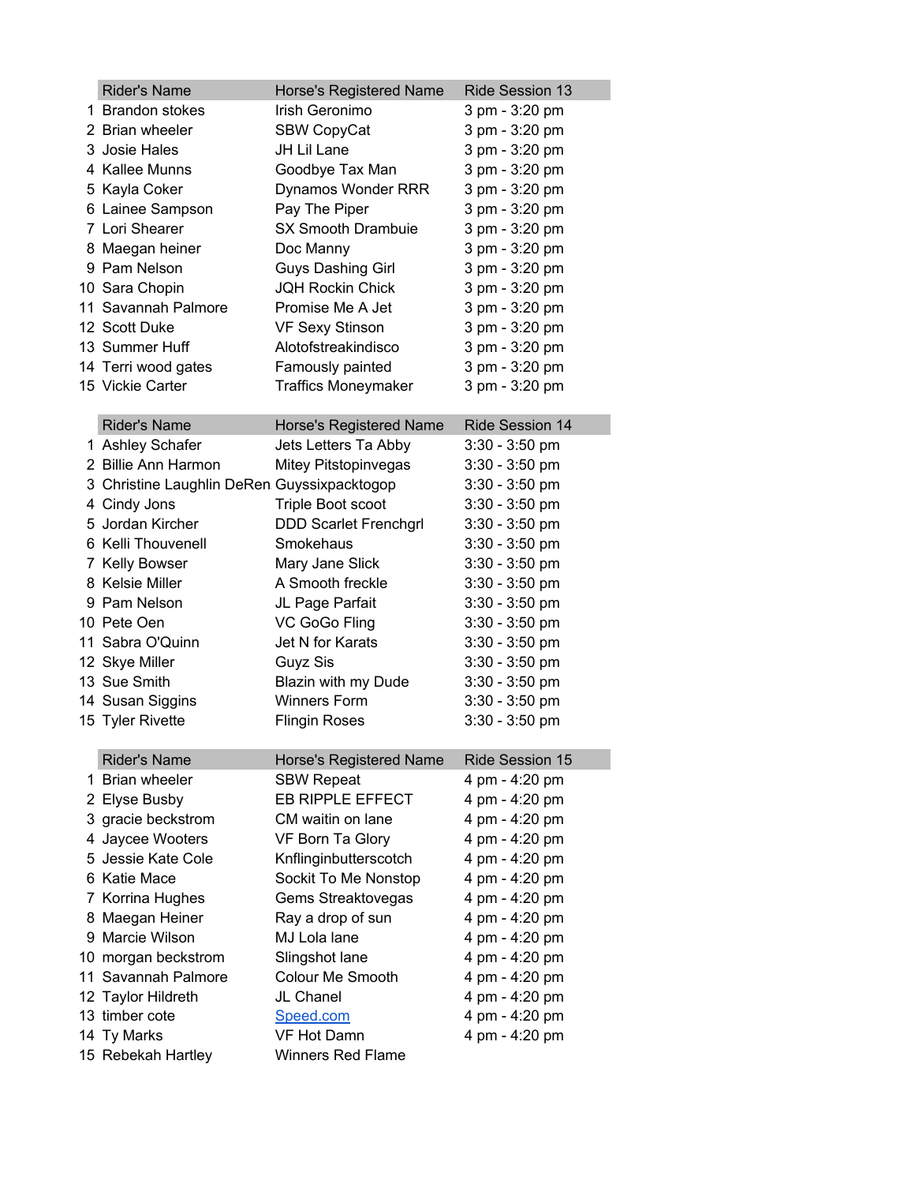| | Rider's Name | Horse's Registered Name | Ride Session 13 |
|---|---|---|---|
| 1 | Brandon stokes | Irish Geronimo | 3 pm - 3:20 pm |
| 2 | Brian wheeler | SBW CopyCat | 3 pm - 3:20 pm |
| 3 | Josie Hales | JH Lil Lane | 3 pm - 3:20 pm |
| 4 | Kallee Munns | Goodbye Tax Man | 3 pm - 3:20 pm |
| 5 | Kayla Coker | Dynamos Wonder RRR | 3 pm - 3:20 pm |
| 6 | Lainee Sampson | Pay The Piper | 3 pm - 3:20 pm |
| 7 | Lori Shearer | SX Smooth Drambuie | 3 pm - 3:20 pm |
| 8 | Maegan heiner | Doc Manny | 3 pm - 3:20 pm |
| 9 | Pam Nelson | Guys Dashing Girl | 3 pm - 3:20 pm |
| 10 | Sara Chopin | JQH Rockin Chick | 3 pm - 3:20 pm |
| 11 | Savannah Palmore | Promise Me A Jet | 3 pm - 3:20 pm |
| 12 | Scott Duke | VF Sexy Stinson | 3 pm - 3:20 pm |
| 13 | Summer Huff | Alotofstreakindisco | 3 pm - 3:20 pm |
| 14 | Terri wood gates | Famously painted | 3 pm - 3:20 pm |
| 15 | Vickie Carter | Traffics Moneymaker | 3 pm - 3:20 pm |

| | Rider's Name | Horse's Registered Name | Ride Session 14 |
|---|---|---|---|
| 1 | Ashley Schafer | Jets Letters Ta Abby | 3:30 - 3:50 pm |
| 2 | Billie Ann Harmon | Mitey Pitstopinvegas | 3:30 - 3:50 pm |
| 3 | Christine Laughlin DeRen | Guyssixpacktogop | 3:30 - 3:50 pm |
| 4 | Cindy Jons | Triple Boot scoot | 3:30 - 3:50 pm |
| 5 | Jordan Kircher | DDD Scarlet Frenchgrl | 3:30 - 3:50 pm |
| 6 | Kelli Thouvenell | Smokehaus | 3:30 - 3:50 pm |
| 7 | Kelly Bowser | Mary Jane Slick | 3:30 - 3:50 pm |
| 8 | Kelsie Miller | A Smooth freckle | 3:30 - 3:50 pm |
| 9 | Pam Nelson | JL Page Parfait | 3:30 - 3:50 pm |
| 10 | Pete Oen | VC GoGo Fling | 3:30 - 3:50 pm |
| 11 | Sabra O'Quinn | Jet N for Karats | 3:30 - 3:50 pm |
| 12 | Skye Miller | Guyz Sis | 3:30 - 3:50 pm |
| 13 | Sue Smith | Blazin with my Dude | 3:30 - 3:50 pm |
| 14 | Susan Siggins | Winners Form | 3:30 - 3:50 pm |
| 15 | Tyler Rivette | Flingin Roses | 3:30 - 3:50 pm |

| | Rider's Name | Horse's Registered Name | Ride Session 15 |
|---|---|---|---|
| 1 | Brian wheeler | SBW Repeat | 4 pm - 4:20 pm |
| 2 | Elyse Busby | EB RIPPLE EFFECT | 4 pm - 4:20 pm |
| 3 | gracie beckstrom | CM waitin on lane | 4 pm - 4:20 pm |
| 4 | Jaycee Wooters | VF Born Ta Glory | 4 pm - 4:20 pm |
| 5 | Jessie Kate Cole | Knflinginbutterscotch | 4 pm - 4:20 pm |
| 6 | Katie Mace | Sockit To Me Nonstop | 4 pm - 4:20 pm |
| 7 | Korrina Hughes | Gems Streaktovegas | 4 pm - 4:20 pm |
| 8 | Maegan Heiner | Ray a drop of sun | 4 pm - 4:20 pm |
| 9 | Marcie Wilson | MJ Lola lane | 4 pm - 4:20 pm |
| 10 | morgan beckstrom | Slingshot lane | 4 pm - 4:20 pm |
| 11 | Savannah Palmore | Colour Me Smooth | 4 pm - 4:20 pm |
| 12 | Taylor Hildreth | JL Chanel | 4 pm - 4:20 pm |
| 13 | timber cote | Speed.com | 4 pm - 4:20 pm |
| 14 | Ty Marks | VF Hot Damn | 4 pm - 4:20 pm |
| 15 | Rebekah Hartley | Winners Red Flame | |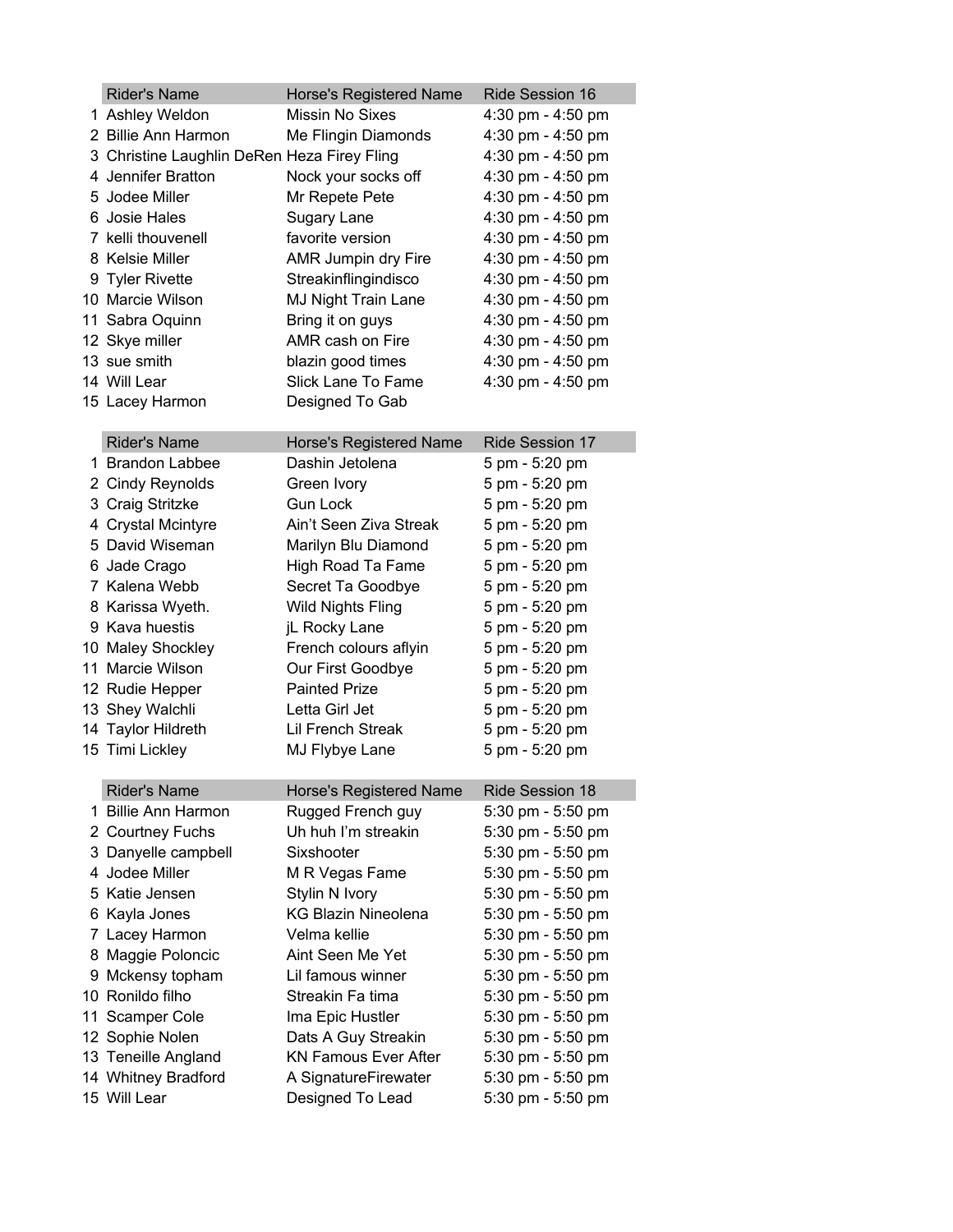| | Rider's Name | Horse's Registered Name | Ride Session 16 |
|---|---|---|---|
| 1 | Ashley Weldon | Missin No Sixes | 4:30 pm - 4:50 pm |
| 2 | Billie Ann Harmon | Me Flingin Diamonds | 4:30 pm - 4:50 pm |
| 3 | Christine Laughlin DeRen | Heza Firey Fling | 4:30 pm - 4:50 pm |
| 4 | Jennifer Bratton | Nock your socks off | 4:30 pm - 4:50 pm |
| 5 | Jodee Miller | Mr Repete Pete | 4:30 pm - 4:50 pm |
| 6 | Josie Hales | Sugary Lane | 4:30 pm - 4:50 pm |
| 7 | kelli thouvenell | favorite version | 4:30 pm - 4:50 pm |
| 8 | Kelsie Miller | AMR Jumpin dry Fire | 4:30 pm - 4:50 pm |
| 9 | Tyler Rivette | Streakinflingindisco | 4:30 pm - 4:50 pm |
| 10 | Marcie Wilson | MJ Night Train Lane | 4:30 pm - 4:50 pm |
| 11 | Sabra Oquinn | Bring it on guys | 4:30 pm - 4:50 pm |
| 12 | Skye miller | AMR cash on Fire | 4:30 pm - 4:50 pm |
| 13 | sue smith | blazin good times | 4:30 pm - 4:50 pm |
| 14 | Will Lear | Slick Lane To Fame | 4:30 pm - 4:50 pm |
| 15 | Lacey Harmon | Designed To Gab | |

| | Rider's Name | Horse's Registered Name | Ride Session 17 |
|---|---|---|---|
| 1 | Brandon Labbee | Dashin Jetolena | 5 pm - 5:20 pm |
| 2 | Cindy Reynolds | Green Ivory | 5 pm - 5:20 pm |
| 3 | Craig Stritzke | Gun Lock | 5 pm - 5:20 pm |
| 4 | Crystal Mcintyre | Ain't Seen Ziva Streak | 5 pm - 5:20 pm |
| 5 | David Wiseman | Marilyn Blu Diamond | 5 pm - 5:20 pm |
| 6 | Jade Crago | High Road Ta Fame | 5 pm - 5:20 pm |
| 7 | Kalena Webb | Secret Ta Goodbye | 5 pm - 5:20 pm |
| 8 | Karissa Wyeth. | Wild Nights Fling | 5 pm - 5:20 pm |
| 9 | Kava huestis | jL Rocky Lane | 5 pm - 5:20 pm |
| 10 | Maley Shockley | French colours aflyin | 5 pm - 5:20 pm |
| 11 | Marcie Wilson | Our First Goodbye | 5 pm - 5:20 pm |
| 12 | Rudie Hepper | Painted Prize | 5 pm - 5:20 pm |
| 13 | Shey Walchli | Letta Girl Jet | 5 pm - 5:20 pm |
| 14 | Taylor Hildreth | Lil French Streak | 5 pm - 5:20 pm |
| 15 | Timi Lickley | MJ Flybye Lane | 5 pm - 5:20 pm |

| | Rider's Name | Horse's Registered Name | Ride Session 18 |
|---|---|---|---|
| 1 | Billie Ann Harmon | Rugged French guy | 5:30 pm - 5:50 pm |
| 2 | Courtney Fuchs | Uh huh I'm streakin | 5:30 pm - 5:50 pm |
| 3 | Danyelle campbell | Sixshooter | 5:30 pm - 5:50 pm |
| 4 | Jodee Miller | M R Vegas Fame | 5:30 pm - 5:50 pm |
| 5 | Katie Jensen | Stylin N Ivory | 5:30 pm - 5:50 pm |
| 6 | Kayla Jones | KG Blazin Nineolena | 5:30 pm - 5:50 pm |
| 7 | Lacey Harmon | Velma kellie | 5:30 pm - 5:50 pm |
| 8 | Maggie Poloncic | Aint Seen Me Yet | 5:30 pm - 5:50 pm |
| 9 | Mckensy topham | Lil famous winner | 5:30 pm - 5:50 pm |
| 10 | Ronildo filho | Streakin Fa tima | 5:30 pm - 5:50 pm |
| 11 | Scamper Cole | Ima Epic Hustler | 5:30 pm - 5:50 pm |
| 12 | Sophie Nolen | Dats A Guy Streakin | 5:30 pm - 5:50 pm |
| 13 | Teneille Angland | KN Famous Ever After | 5:30 pm - 5:50 pm |
| 14 | Whitney Bradford | A SignatureFirewater | 5:30 pm - 5:50 pm |
| 15 | Will Lear | Designed To Lead | 5:30 pm - 5:50 pm |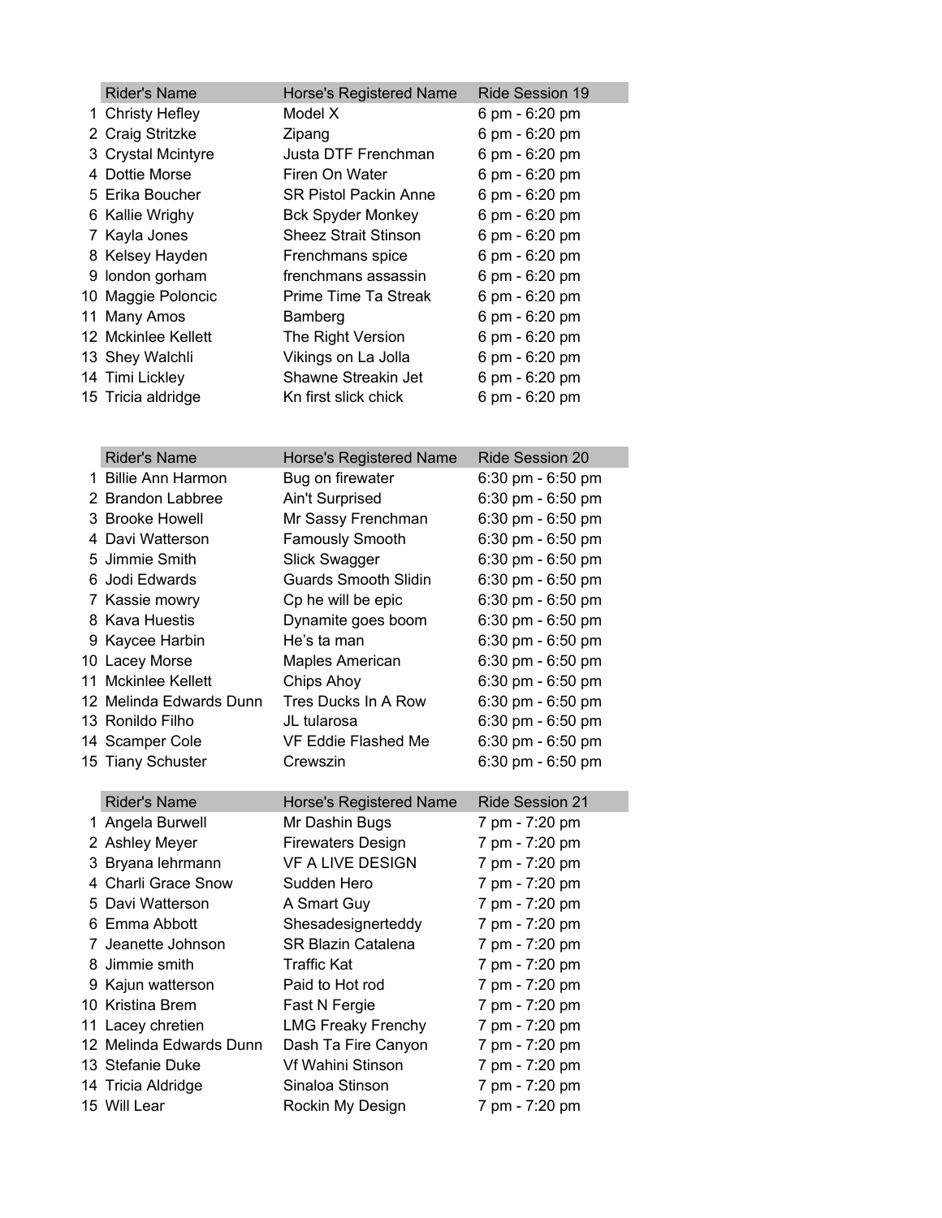| | Rider's Name | Horse's Registered Name | Ride Session 19 |
|---|---|---|---|
| 1 | Christy Hefley | Model X | 6 pm - 6:20 pm |
| 2 | Craig Stritzke | Zipang | 6 pm - 6:20 pm |
| 3 | Crystal Mcintyre | Justa DTF Frenchman | 6 pm - 6:20 pm |
| 4 | Dottie Morse | Firen On Water | 6 pm - 6:20 pm |
| 5 | Erika Boucher | SR Pistol Packin Anne | 6 pm - 6:20 pm |
| 6 | Kallie Wrighy | Bck Spyder Monkey | 6 pm - 6:20 pm |
| 7 | Kayla Jones | Sheez Strait Stinson | 6 pm - 6:20 pm |
| 8 | Kelsey Hayden | Frenchmans spice | 6 pm - 6:20 pm |
| 9 | london gorham | frenchmans assassin | 6 pm - 6:20 pm |
| 10 | Maggie Poloncic | Prime Time Ta Streak | 6 pm - 6:20 pm |
| 11 | Many Amos | Bamberg | 6 pm - 6:20 pm |
| 12 | Mckinlee Kellett | The Right Version | 6 pm - 6:20 pm |
| 13 | Shey Walchli | Vikings on La Jolla | 6 pm - 6:20 pm |
| 14 | Timi Lickley | Shawne Streakin Jet | 6 pm - 6:20 pm |
| 15 | Tricia aldridge | Kn first slick chick | 6 pm - 6:20 pm |

| | Rider's Name | Horse's Registered Name | Ride Session 20 |
|---|---|---|---|
| 1 | Billie Ann Harmon | Bug on firewater | 6:30 pm - 6:50 pm |
| 2 | Brandon Labbree | Ain't Surprised | 6:30 pm - 6:50 pm |
| 3 | Brooke Howell | Mr Sassy Frenchman | 6:30 pm - 6:50 pm |
| 4 | Davi Watterson | Famously Smooth | 6:30 pm - 6:50 pm |
| 5 | Jimmie Smith | Slick Swagger | 6:30 pm - 6:50 pm |
| 6 | Jodi Edwards | Guards Smooth Slidin | 6:30 pm - 6:50 pm |
| 7 | Kassie mowry | Cp he will be epic | 6:30 pm - 6:50 pm |
| 8 | Kava Huestis | Dynamite goes boom | 6:30 pm - 6:50 pm |
| 9 | Kaycee Harbin | He’s ta man | 6:30 pm - 6:50 pm |
| 10 | Lacey Morse | Maples American | 6:30 pm - 6:50 pm |
| 11 | Mckinlee Kellett | Chips Ahoy | 6:30 pm - 6:50 pm |
| 12 | Melinda Edwards Dunn | Tres Ducks In A Row | 6:30 pm - 6:50 pm |
| 13 | Ronildo Filho | JL tularosa | 6:30 pm - 6:50 pm |
| 14 | Scamper Cole | VF Eddie Flashed Me | 6:30 pm - 6:50 pm |
| 15 | Tiany Schuster | Crewszin | 6:30 pm - 6:50 pm |

| | Rider's Name | Horse's Registered Name | Ride Session 21 |
|---|---|---|---|
| 1 | Angela Burwell | Mr Dashin Bugs | 7 pm - 7:20 pm |
| 2 | Ashley Meyer | Firewaters Design | 7 pm - 7:20 pm |
| 3 | Bryana lehrmann | VF A LIVE DESIGN | 7 pm - 7:20 pm |
| 4 | Charli Grace Snow | Sudden Hero | 7 pm - 7:20 pm |
| 5 | Davi Watterson | A Smart Guy | 7 pm - 7:20 pm |
| 6 | Emma Abbott | Shesadesignerteddy | 7 pm - 7:20 pm |
| 7 | Jeanette Johnson | SR Blazin Catalena | 7 pm - 7:20 pm |
| 8 | Jimmie smith | Traffic Kat | 7 pm - 7:20 pm |
| 9 | Kajun watterson | Paid to Hot rod | 7 pm - 7:20 pm |
| 10 | Kristina Brem | Fast N Fergie | 7 pm - 7:20 pm |
| 11 | Lacey chretien | LMG Freaky Frenchy | 7 pm - 7:20 pm |
| 12 | Melinda Edwards Dunn | Dash Ta Fire Canyon | 7 pm - 7:20 pm |
| 13 | Stefanie Duke | Vf Wahini Stinson | 7 pm - 7:20 pm |
| 14 | Tricia Aldridge | Sinaloa Stinson | 7 pm - 7:20 pm |
| 15 | Will Lear | Rockin My Design | 7 pm - 7:20 pm |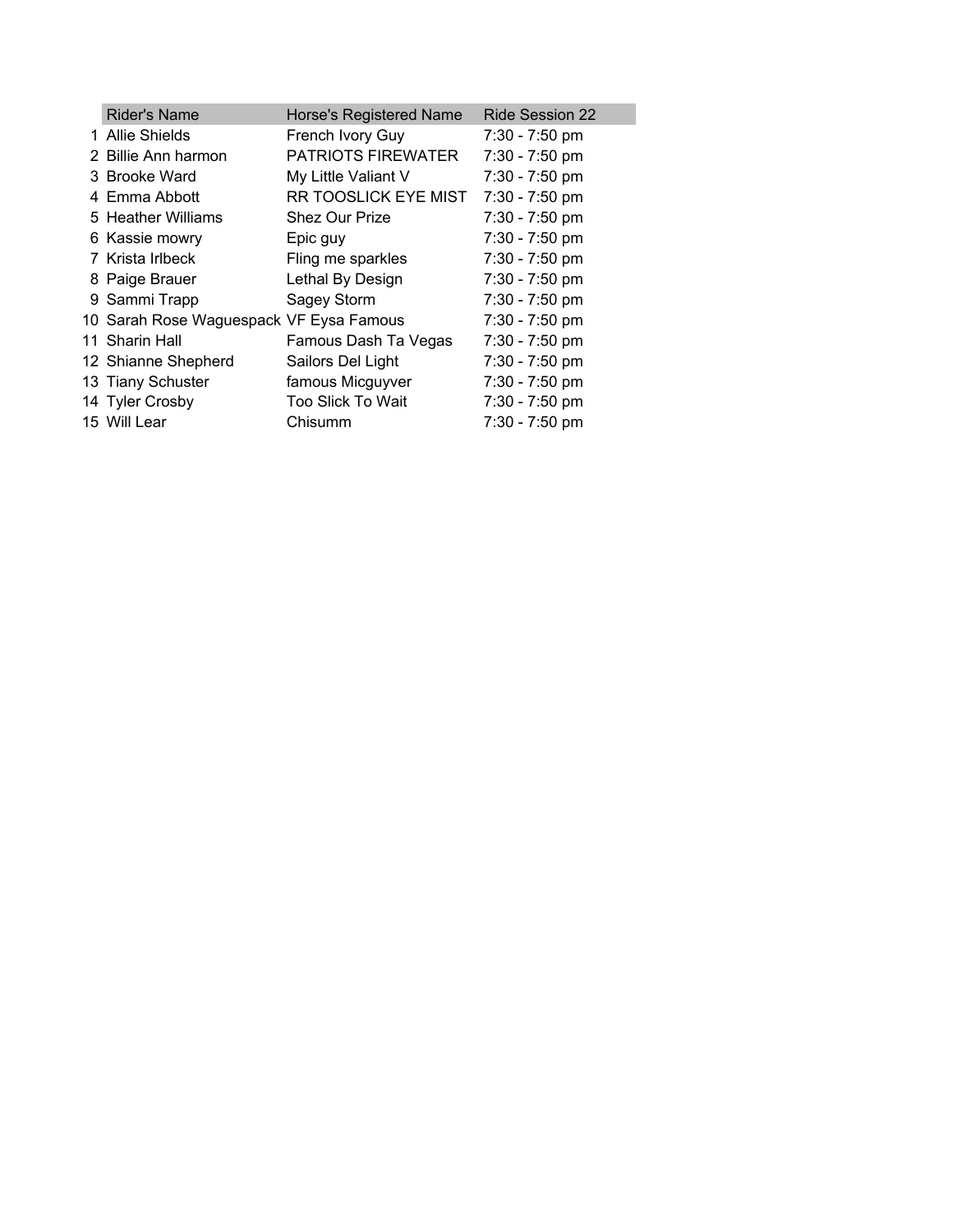| | Rider's Name | Horse's Registered Name | Ride Session 22 |
|---|---|---|---|
| 1 | Allie Shields | French Ivory Guy | 7:30 - 7:50 pm |
| 2 | Billie Ann harmon | PATRIOTS FIREWATER | 7:30 - 7:50 pm |
| 3 | Brooke Ward | My Little Valiant V | 7:30 - 7:50 pm |
| 4 | Emma Abbott | RR TOOSLICK EYE MIST | 7:30 - 7:50 pm |
| 5 | Heather Williams | Shez Our Prize | 7:30 - 7:50 pm |
| 6 | Kassie mowry | Epic guy | 7:30 - 7:50 pm |
| 7 | Krista Irlbeck | Fling me sparkles | 7:30 - 7:50 pm |
| 8 | Paige Brauer | Lethal By Design | 7:30 - 7:50 pm |
| 9 | Sammi Trapp | Sagey Storm | 7:30 - 7:50 pm |
| 10 | Sarah Rose Waguespack | VF Eysa Famous | 7:30 - 7:50 pm |
| 11 | Sharin Hall | Famous Dash Ta Vegas | 7:30 - 7:50 pm |
| 12 | Shianne Shepherd | Sailors Del Light | 7:30 - 7:50 pm |
| 13 | Tiany Schuster | famous Micguyver | 7:30 - 7:50 pm |
| 14 | Tyler Crosby | Too Slick To Wait | 7:30 - 7:50 pm |
| 15 | Will Lear | Chisumm | 7:30 - 7:50 pm |